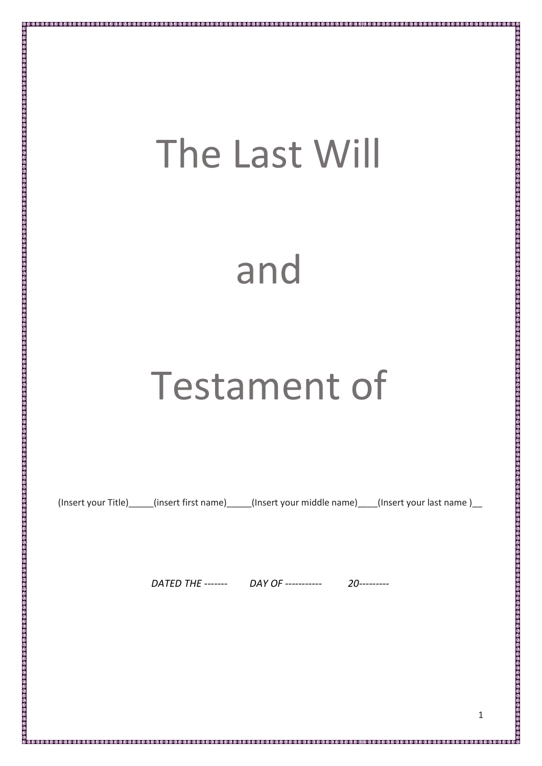# The Last Will

# and

# Testament of

(Insert your Title)_____(insert first name)_____(Insert your middle name)____(Insert your last name )__

*DATED THE ------- DAY OF ----------- 20---------*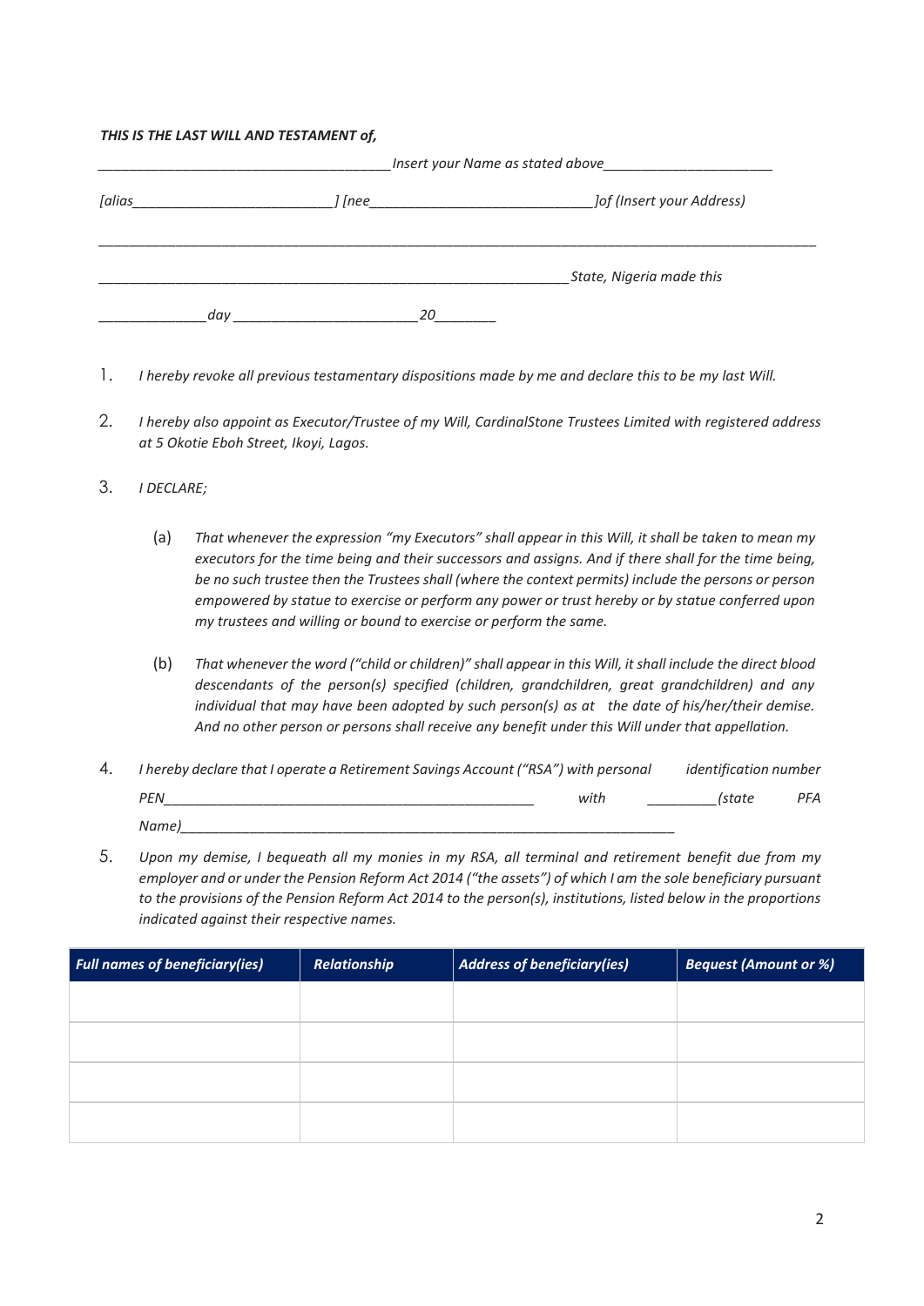***THIS IS THE LAST WILL AND TESTAMENT of,***

*______________________________________Insert your Name as stated above______________________*

*[alias_________________________] [nee_____________________________]of (Insert your Address)*

*_____________________________________________________________________________________________*

*_____________________________________________________________State, Nigeria made this*

*_____________day _______________________20________*

1. *I hereby revoke all previous testamentary dispositions made by me and declare this to be my last Will.*

2. *I hereby also appoint as Executor/Trustee of my Will, CardinalStone Trustees Limited with registered address at 5 Okotie Eboh Street, Ikoyi, Lagos.*

3. *I DECLARE;*

   (a) *That whenever the expression "my Executors" shall appear in this Will, it shall be taken to mean my executors for the time being and their successors and assigns. And if there shall for the time being, be no such trustee then the Trustees shall (where the context permits) include the persons or person empowered by statue to exercise or perform any power or trust hereby or by statue conferred upon my trustees and willing or bound to exercise or perform the same.*

   (b) *That whenever the word ("child or children)" shall appear in this Will, it shall include the direct blood descendants of the person(s) specified (children, grandchildren, great grandchildren) and any individual that may have been adopted by such person(s) as at the date of his/her/their demise. And no other person or persons shall receive any benefit under this Will under that appellation.*

4. *I hereby declare that I operate a Retirement Savings Account ("RSA") with personal identification number PEN_______________________________________________ with _________(state PFA Name)_________________________________________________________________*

5. *Upon my demise, I bequeath all my monies in my RSA, all terminal and retirement benefit due from my employer and or under the Pension Reform Act 2014 ("the assets") of which I am the sole beneficiary pursuant to the provisions of the Pension Reform Act 2014 to the person(s), institutions, listed below in the proportions indicated against their respective names.*

| ***Full names of beneficiary(ies)*** | ***Relationship*** | ***Address of beneficiary(ies)*** | ***Bequest (Amount or %)*** |
|---|---|---|---|
| | | | |
| | | | |
| | | | |
| | | | |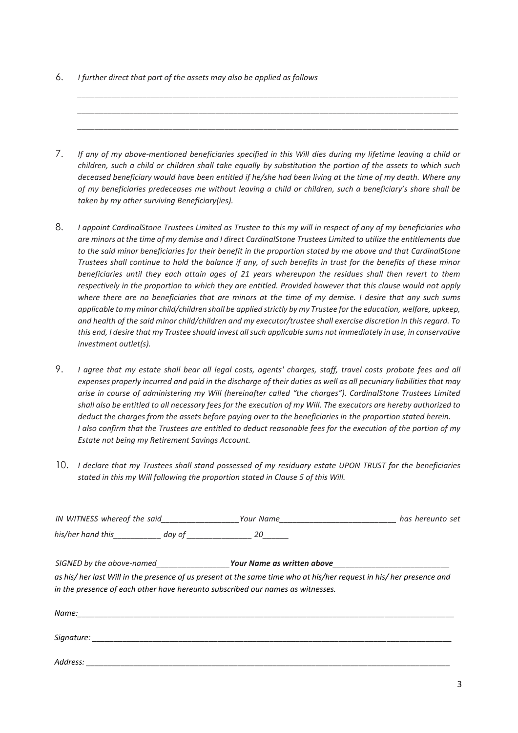6. *I further direct that part of the assets may also be applied as follows*

   ______________________________________________________________________________________

   ______________________________________________________________________________________

   ______________________________________________________________________________________

7. *If any of my above-mentioned beneficiaries specified in this Will dies during my lifetime leaving a child or children, such a child or children shall take equally by substitution the portion of the assets to which such deceased beneficiary would have been entitled if he/she had been living at the time of my death. Where any of my beneficiaries predeceases me without leaving a child or children, such a beneficiary's share shall be taken by my other surviving Beneficiary(ies).*

8. *I appoint CardinalStone Trustees Limited as Trustee to this my will in respect of any of my beneficiaries who are minors at the time of my demise and I direct CardinalStone Trustees Limited to utilize the entitlements due to the said minor beneficiaries for their benefit in the proportion stated by me above and that CardinalStone Trustees shall continue to hold the balance if any, of such benefits in trust for the benefits of these minor beneficiaries until they each attain ages of 21 years whereupon the residues shall then revert to them respectively in the proportion to which they are entitled. Provided however that this clause would not apply where there are no beneficiaries that are minors at the time of my demise. I desire that any such sums applicable to my minor child/children shall be applied strictly by my Trustee for the education, welfare, upkeep, and health of the said minor child/children and my executor/trustee shall exercise discretion in this regard. To this end, I desire that my Trustee should invest all such applicable sums not immediately in use, in conservative investment outlet(s).*

9. *I agree that my estate shall bear all legal costs, agents' charges, staff, travel costs probate fees and all expenses properly incurred and paid in the discharge of their duties as well as all pecuniary liabilities that may arise in course of administering my Will (hereinafter called "the charges"). CardinalStone Trustees Limited shall also be entitled to all necessary fees for the execution of my Will. The executors are hereby authorized to deduct the charges from the assets before paying over to the beneficiaries in the proportion stated herein.*
   *I also confirm that the Trustees are entitled to deduct reasonable fees for the execution of the portion of my Estate not being my Retirement Savings Account.*

10. *I declare that my Trustees shall stand possessed of my residuary estate UPON TRUST for the beneficiaries stated in this my Will following the proportion stated in Clause 5 of this Will.*

*IN WITNESS whereof the said__________________Your Name___________________________ has hereunto set his/her hand this___________ day of _______________ 20______*

*SIGNED by the above-named_________________**Your Name as written above**___________________________*
*as his/ her last Will in the presence of us present at the same time who at his/her request in his/ her presence and in the presence of each other have hereunto subscribed our names as witnesses.*

*Name:*_____________________________________________________________________________________

*Signature:* _________________________________________________________________________________

*Address:* __________________________________________________________________________________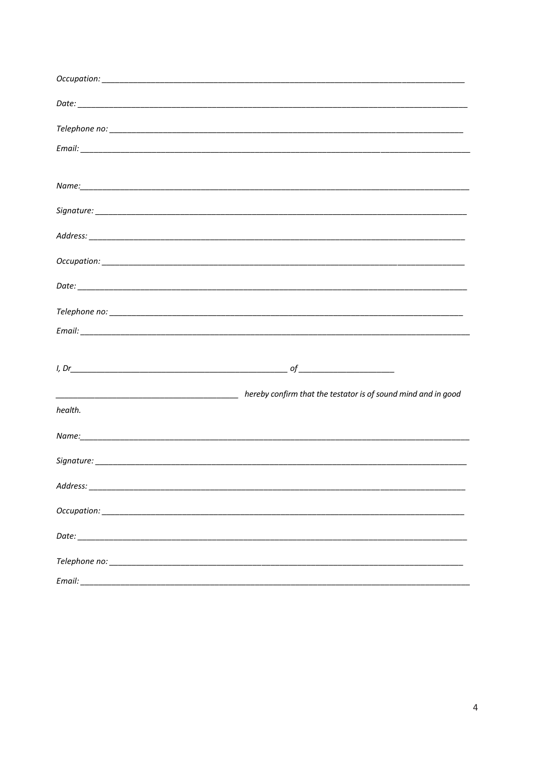*Occupation: ____________________________________________________________________________*

*Date: _________________________________________________________________________________*

*Telephone no: __________________________________________________________________________*

*Email: ________________________________________________________________________________*

*Name: ________________________________________________________________________________*

*Signature: _____________________________________________________________________________*

*Address: ______________________________________________________________________________*

*Occupation: ____________________________________________________________________________*

*Date: _________________________________________________________________________________*

*Telephone no: __________________________________________________________________________*

*Email: ________________________________________________________________________________*

*I, Dr_______________________________________________ of ______________________*

*________________________________________ hereby confirm that the testator is of sound mind and in good health.*

*Name: ________________________________________________________________________________*

*Signature: _____________________________________________________________________________*

*Address: ______________________________________________________________________________*

*Occupation: ____________________________________________________________________________*

*Date: _________________________________________________________________________________*

*Telephone no: __________________________________________________________________________*

*Email: ________________________________________________________________________________*